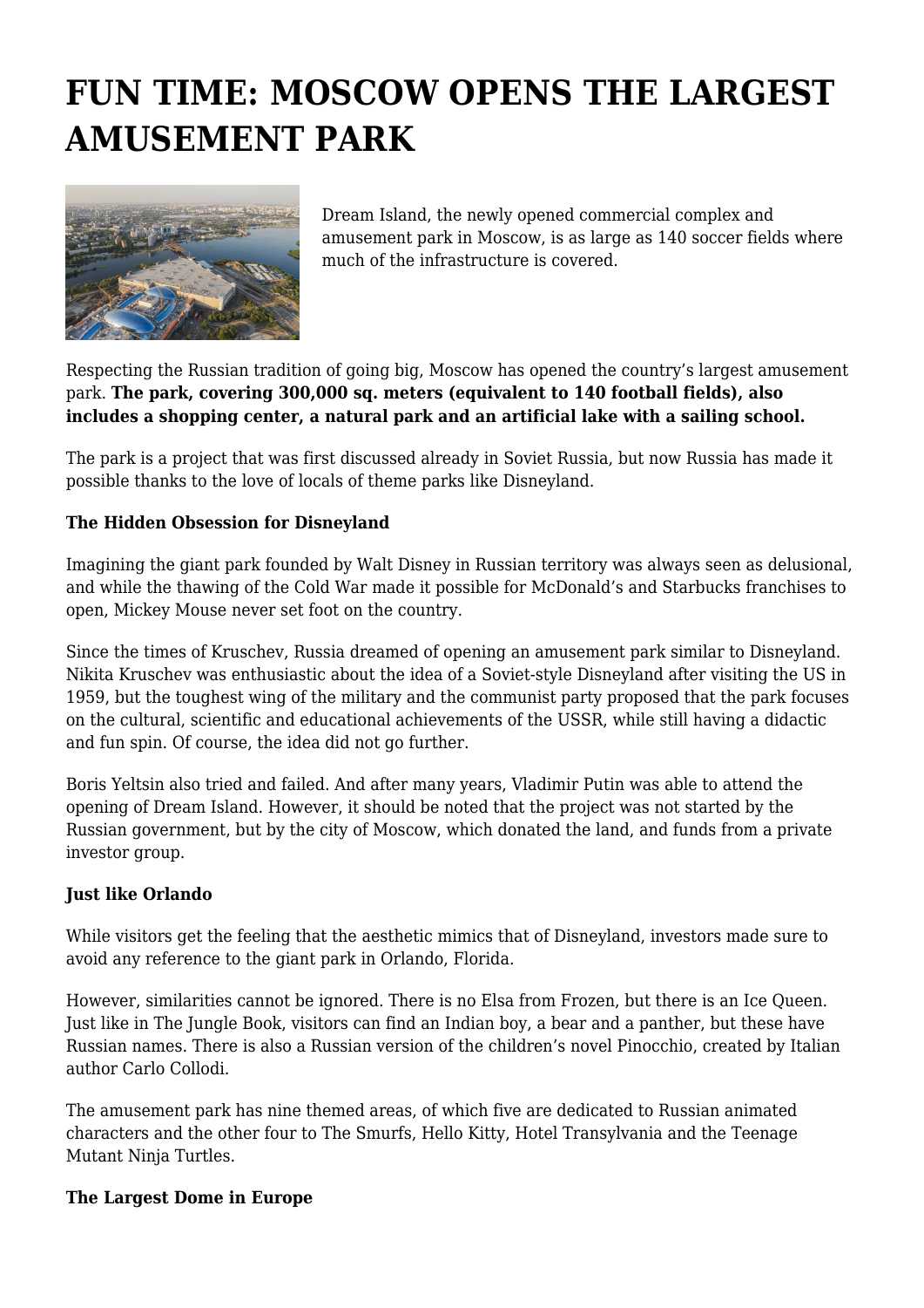# FUN TIME: MOSCOW OPENS THE LARGEST AMUSEMENT PARK

Dream Island, the newly opened commercial complex and amusement park in Moscow, is as large as 140 soccer fields where much of the infrastructure is covered.

Respecting the Russian tradition of going big, Moscow has opened the country's largest amusement park. **The park, covering 300,000 sq. meters (equivalent to 140 football fields), also includes a shopping center, a natural park and an artificial lake with a sailing school.**

The park is a project that was first discussed already in Soviet Russia, but now Russia has made it possible thanks to the love of locals of theme parks like Disneyland.

**The Hidden Obsession for Disneyland**

Imagining the giant park founded by Walt Disney in Russian territory was always seen as delusional, and while the thawing of the Cold War made it possible for McDonald's and Starbucks franchises to open, Mickey Mouse never set foot on the country.

Since the times of Kruschev, Russia dreamed of opening an amusement park similar to Disneyland. Nikita Kruschev was enthusiastic about the idea of a Soviet-style Disneyland after visiting the US in 1959, but the toughest wing of the military and the communist party proposed that the park focuses on the cultural, scientific and educational achievements of the USSR, while still having a didactic and fun spin. Of course, the idea did not go further.

Boris Yeltsin also tried and failed. And after many years, Vladimir Putin was able to attend the opening of Dream Island. However, it should be noted that the project was not started by the Russian government, but by the city of Moscow, which donated the land, and funds from a private investor group.

**Just like Orlando**

While visitors get the feeling that the aesthetic mimics that of Disneyland, investors made sure to avoid any reference to the giant park in Orlando, Florida.

However, similarities cannot be ignored. There is no Elsa from Frozen, but there is an Ice Queen. Just like in The Jungle Book, visitors can find an Indian boy, a bear and a panther, but these have Russian names. There is also a Russian version of the children's novel Pinocchio, created by Italian author Carlo Collodi.

The amusement park has nine themed areas, of which five are dedicated to Russian animated characters and the other four to The Smurfs, Hello Kitty, Hotel Transylvania and the Teenage Mutant Ninja Turtles.

**The Largest Dome in Europe**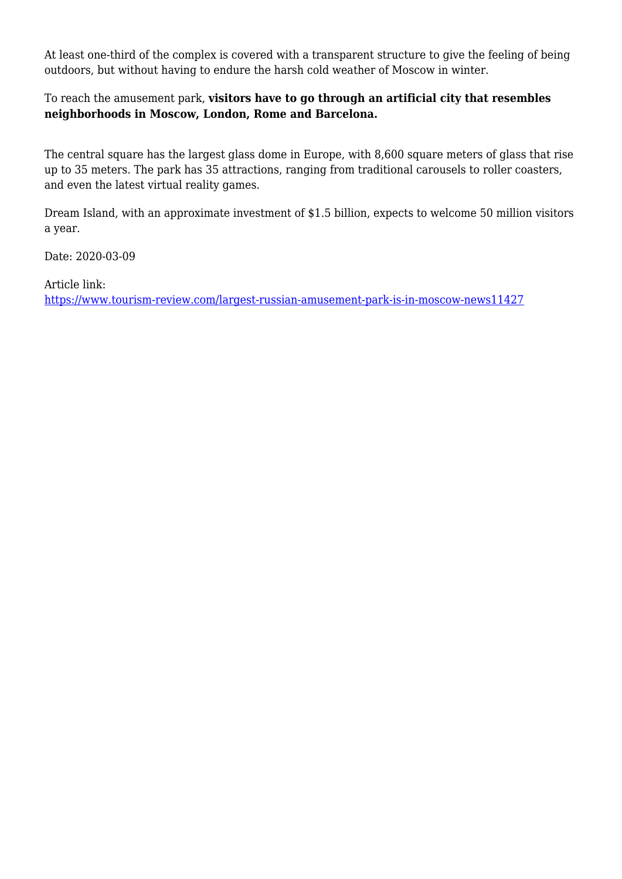At least one-third of the complex is covered with a transparent structure to give the feeling of being outdoors, but without having to endure the harsh cold weather of Moscow in winter.

To reach the amusement park, **visitors have to go through an artificial city that resembles neighborhoods in Moscow, London, Rome and Barcelona.**

The central square has the largest glass dome in Europe, with 8,600 square meters of glass that rise up to 35 meters. The park has 35 attractions, ranging from traditional carousels to roller coasters, and even the latest virtual reality games.

Dream Island, with an approximate investment of $1.5 billion, expects to welcome 50 million visitors a year.

Date: 2020-03-09

Article link:
https://www.tourism-review.com/largest-russian-amusement-park-is-in-moscow-news11427